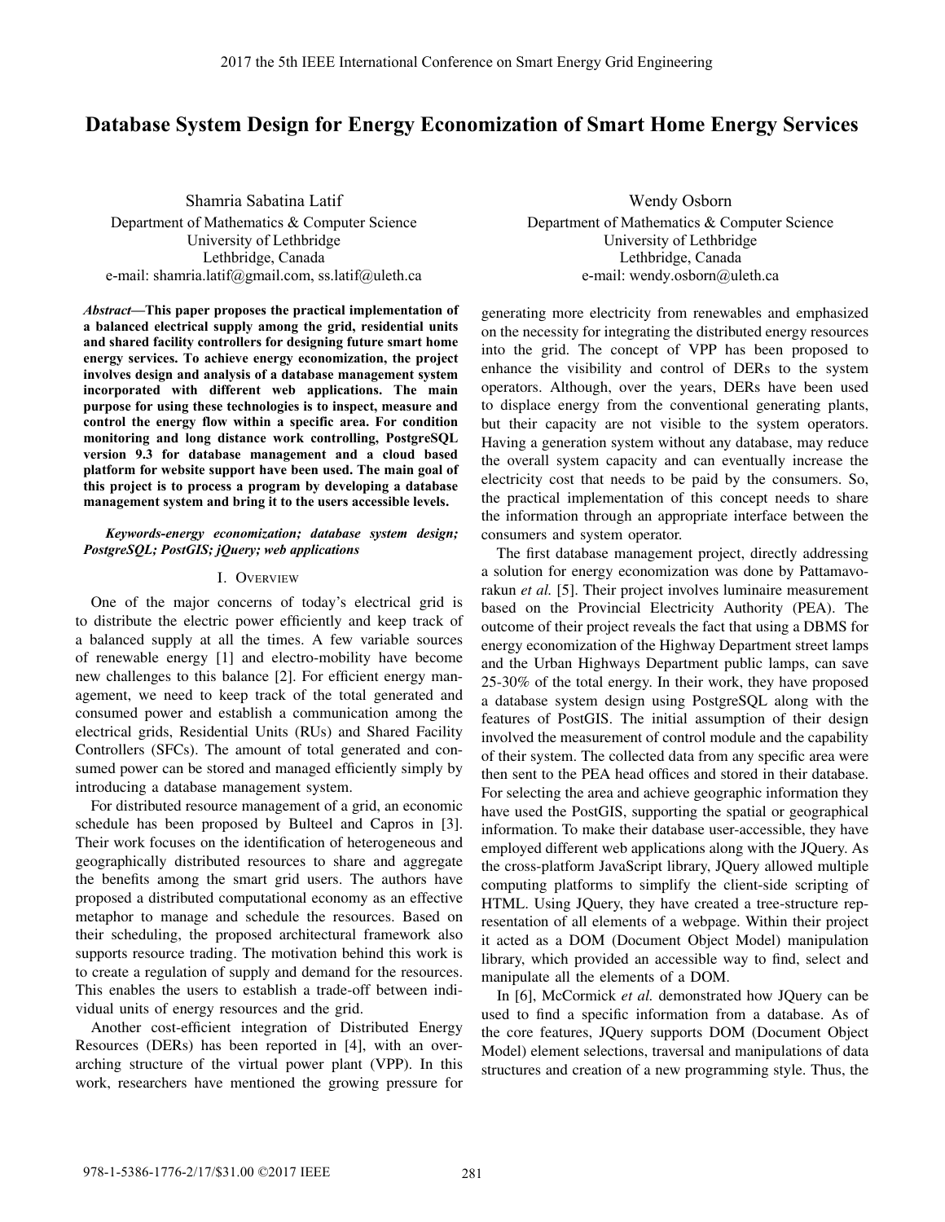# Database System Design for Energy Economization of Smart Home Energy Services

Shamria Sabatina Latif
Department of Mathematics & Computer Science
University of Lethbridge
Lethbridge, Canada
e-mail: shamria.latif@gmail.com, ss.latif@uleth.ca

Wendy Osborn
Department of Mathematics & Computer Science
University of Lethbridge
Lethbridge, Canada
e-mail: wendy.osborn@uleth.ca

***Abstract*—This paper proposes the practical implementation of a balanced electrical supply among the grid, residential units and shared facility controllers for designing future smart home energy services. To achieve energy economization, the project involves design and analysis of a database management system incorporated with different web applications. The main purpose for using these technologies is to inspect, measure and control the energy flow within a specific area. For condition monitoring and long distance work controlling, PostgreSQL version 9.3 for database management and a cloud based platform for website support have been used. The main goal of this project is to process a program by developing a database management system and bring it to the users accessible levels.**

***Keywords-energy economization; database system design; PostgreSQL; PostGIS; jQuery; web applications***

## I. Overview

One of the major concerns of today's electrical grid is to distribute the electric power efficiently and keep track of a balanced supply at all the times. A few variable sources of renewable energy [1] and electro-mobility have become new challenges to this balance [2]. For efficient energy management, we need to keep track of the total generated and consumed power and establish a communication among the electrical grids, Residential Units (RUs) and Shared Facility Controllers (SFCs). The amount of total generated and consumed power can be stored and managed efficiently simply by introducing a database management system.

For distributed resource management of a grid, an economic schedule has been proposed by Bulteel and Capros in [3]. Their work focuses on the identification of heterogeneous and geographically distributed resources to share and aggregate the benefits among the smart grid users. The authors have proposed a distributed computational economy as an effective metaphor to manage and schedule the resources. Based on their scheduling, the proposed architectural framework also supports resource trading. The motivation behind this work is to create a regulation of supply and demand for the resources. This enables the users to establish a trade-off between individual units of energy resources and the grid.

Another cost-efficient integration of Distributed Energy Resources (DERs) has been reported in [4], with an overarching structure of the virtual power plant (VPP). In this work, researchers have mentioned the growing pressure for generating more electricity from renewables and emphasized on the necessity for integrating the distributed energy resources into the grid. The concept of VPP has been proposed to enhance the visibility and control of DERs to the system operators. Although, over the years, DERs have been used to displace energy from the conventional generating plants, but their capacity are not visible to the system operators. Having a generation system without any database, may reduce the overall system capacity and can eventually increase the electricity cost that needs to be paid by the consumers. So, the practical implementation of this concept needs to share the information through an appropriate interface between the consumers and system operator.

The first database management project, directly addressing a solution for energy economization was done by Pattamavorakun *et al.* [5]. Their project involves luminaire measurement based on the Provincial Electricity Authority (PEA). The outcome of their project reveals the fact that using a DBMS for energy economization of the Highway Department street lamps and the Urban Highways Department public lamps, can save 25-30% of the total energy. In their work, they have proposed a database system design using PostgreSQL along with the features of PostGIS. The initial assumption of their design involved the measurement of control module and the capability of their system. The collected data from any specific area were then sent to the PEA head offices and stored in their database. For selecting the area and achieve geographic information they have used the PostGIS, supporting the spatial or geographical information. To make their database user-accessible, they have employed different web applications along with the JQuery. As the cross-platform JavaScript library, JQuery allowed multiple computing platforms to simplify the client-side scripting of HTML. Using JQuery, they have created a tree-structure representation of all elements of a webpage. Within their project it acted as a DOM (Document Object Model) manipulation library, which provided an accessible way to find, select and manipulate all the elements of a DOM.

In [6], McCormick *et al.* demonstrated how JQuery can be used to find a specific information from a database. As of the core features, JQuery supports DOM (Document Object Model) element selections, traversal and manipulations of data structures and creation of a new programming style. Thus, the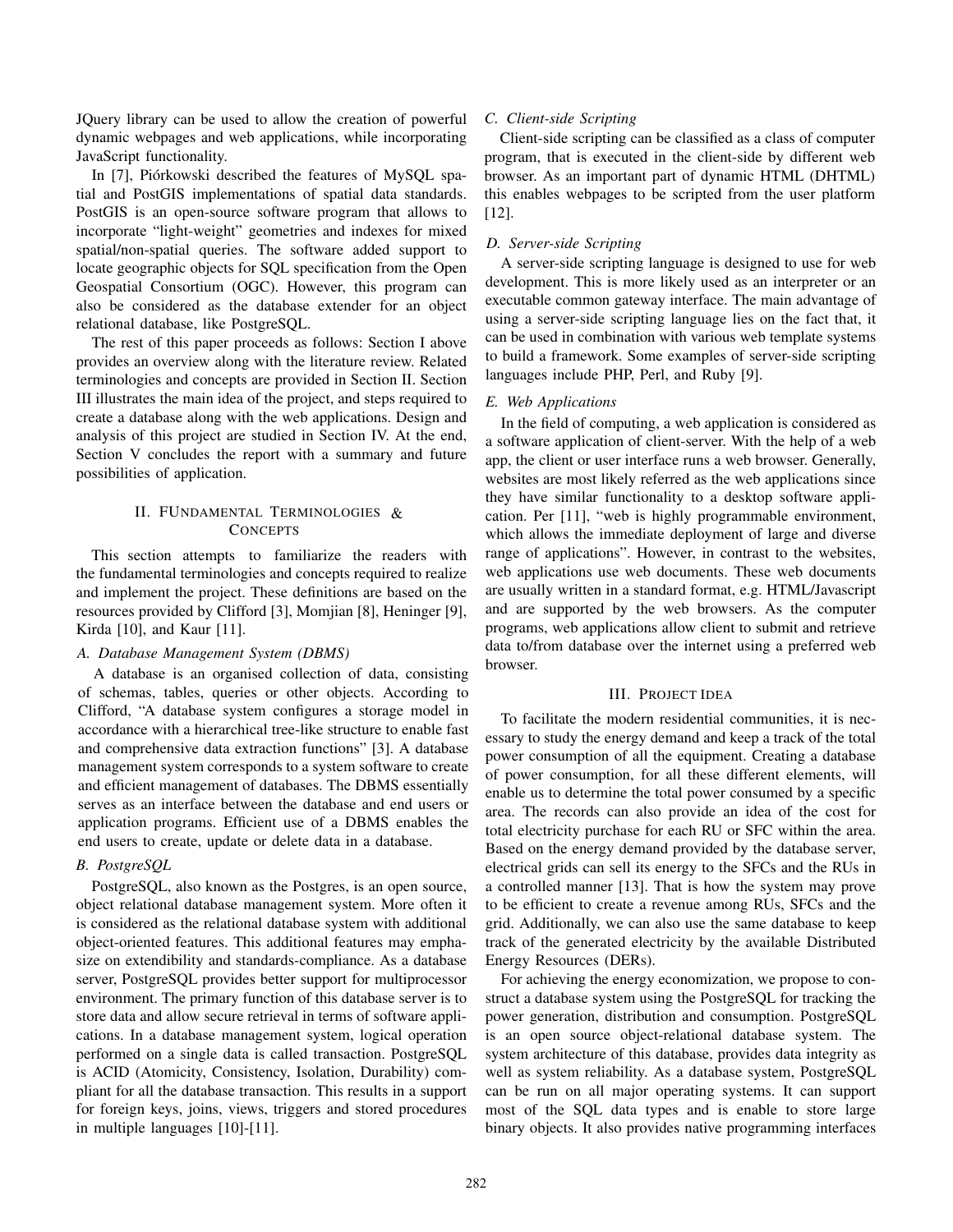JQuery library can be used to allow the creation of powerful dynamic webpages and web applications, while incorporating JavaScript functionality.

In [7], Piórkowski described the features of MySQL spatial and PostGIS implementations of spatial data standards. PostGIS is an open-source software program that allows to incorporate "light-weight" geometries and indexes for mixed spatial/non-spatial queries. The software added support to locate geographic objects for SQL specification from the Open Geospatial Consortium (OGC). However, this program can also be considered as the database extender for an object relational database, like PostgreSQL.

The rest of this paper proceeds as follows: Section I above provides an overview along with the literature review. Related terminologies and concepts are provided in Section II. Section III illustrates the main idea of the project, and steps required to create a database along with the web applications. Design and analysis of this project are studied in Section IV. At the end, Section V concludes the report with a summary and future possibilities of application.

## II. FUndamental Terminologies & Concepts

This section attempts to familiarize the readers with the fundamental terminologies and concepts required to realize and implement the project. These definitions are based on the resources provided by Clifford [3], Momjian [8], Heninger [9], Kirda [10], and Kaur [11].

### A. Database Management System (DBMS)

A database is an organised collection of data, consisting of schemas, tables, queries or other objects. According to Clifford, "A database system configures a storage model in accordance with a hierarchical tree-like structure to enable fast and comprehensive data extraction functions" [3]. A database management system corresponds to a system software to create and efficient management of databases. The DBMS essentially serves as an interface between the database and end users or application programs. Efficient use of a DBMS enables the end users to create, update or delete data in a database.

### B. PostgreSQL

PostgreSQL, also known as the Postgres, is an open source, object relational database management system. More often it is considered as the relational database system with additional object-oriented features. This additional features may emphasize on extendibility and standards-compliance. As a database server, PostgreSQL provides better support for multiprocessor environment. The primary function of this database server is to store data and allow secure retrieval in terms of software applications. In a database management system, logical operation performed on a single data is called transaction. PostgreSQL is ACID (Atomicity, Consistency, Isolation, Durability) compliant for all the database transaction. This results in a support for foreign keys, joins, views, triggers and stored procedures in multiple languages [10]-[11].

### C. Client-side Scripting

Client-side scripting can be classified as a class of computer program, that is executed in the client-side by different web browser. As an important part of dynamic HTML (DHTML) this enables webpages to be scripted from the user platform [12].

### D. Server-side Scripting

A server-side scripting language is designed to use for web development. This is more likely used as an interpreter or an executable common gateway interface. The main advantage of using a server-side scripting language lies on the fact that, it can be used in combination with various web template systems to build a framework. Some examples of server-side scripting languages include PHP, Perl, and Ruby [9].

### E. Web Applications

In the field of computing, a web application is considered as a software application of client-server. With the help of a web app, the client or user interface runs a web browser. Generally, websites are most likely referred as the web applications since they have similar functionality to a desktop software application. Per [11], "web is highly programmable environment, which allows the immediate deployment of large and diverse range of applications". However, in contrast to the websites, web applications use web documents. These web documents are usually written in a standard format, e.g. HTML/Javascript and are supported by the web browsers. As the computer programs, web applications allow client to submit and retrieve data to/from database over the internet using a preferred web browser.

## III. Project Idea

To facilitate the modern residential communities, it is necessary to study the energy demand and keep a track of the total power consumption of all the equipment. Creating a database of power consumption, for all these different elements, will enable us to determine the total power consumed by a specific area. The records can also provide an idea of the cost for total electricity purchase for each RU or SFC within the area. Based on the energy demand provided by the database server, electrical grids can sell its energy to the SFCs and the RUs in a controlled manner [13]. That is how the system may prove to be efficient to create a revenue among RUs, SFCs and the grid. Additionally, we can also use the same database to keep track of the generated electricity by the available Distributed Energy Resources (DERs).

For achieving the energy economization, we propose to construct a database system using the PostgreSQL for tracking the power generation, distribution and consumption. PostgreSQL is an open source object-relational database system. The system architecture of this database, provides data integrity as well as system reliability. As a database system, PostgreSQL can be run on all major operating systems. It can support most of the SQL data types and is enable to store large binary objects. It also provides native programming interfaces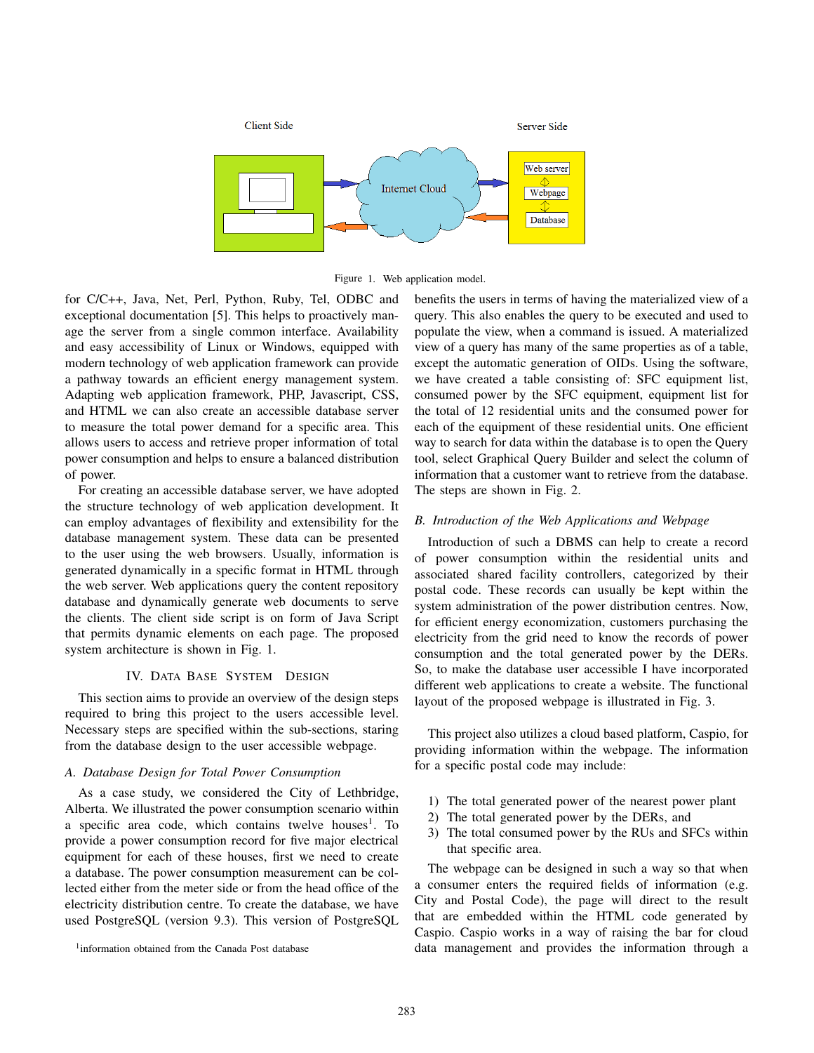Figure 1. Web application model.

for C/C++, Java, Net, Perl, Python, Ruby, Tel, ODBC and exceptional documentation [5]. This helps to proactively manage the server from a single common interface. Availability and easy accessibility of Linux or Windows, equipped with modern technology of web application framework can provide a pathway towards an efficient energy management system. Adapting web application framework, PHP, Javascript, CSS, and HTML we can also create an accessible database server to measure the total power demand for a specific area. This allows users to access and retrieve proper information of total power consumption and helps to ensure a balanced distribution of power.

For creating an accessible database server, we have adopted the structure technology of web application development. It can employ advantages of flexibility and extensibility for the database management system. These data can be presented to the user using the web browsers. Usually, information is generated dynamically in a specific format in HTML through the web server. Web applications query the content repository database and dynamically generate web documents to serve the clients. The client side script is on form of Java Script that permits dynamic elements on each page. The proposed system architecture is shown in Fig. 1.

## IV. Data Base System Design

This section aims to provide an overview of the design steps required to bring this project to the users accessible level. Necessary steps are specified within the sub-sections, staring from the database design to the user accessible webpage.

### *A. Database Design for Total Power Consumption*

As a case study, we considered the City of Lethbridge, Alberta. We illustrated the power consumption scenario within a specific area code, which contains twelve houses[1]. To provide a power consumption record for five major electrical equipment for each of these houses, first we need to create a database. The power consumption measurement can be collected either from the meter side or from the head office of the electricity distribution centre. To create the database, we have used PostgreSQL (version 9.3). This version of PostgreSQL benefits the users in terms of having the materialized view of a query. This also enables the query to be executed and used to populate the view, when a command is issued. A materialized view of a query has many of the same properties as of a table, except the automatic generation of OIDs. Using the software, we have created a table consisting of: SFC equipment list, consumed power by the SFC equipment, equipment list for the total of 12 residential units and the consumed power for each of the equipment of these residential units. One efficient way to search for data within the database is to open the Query tool, select Graphical Query Builder and select the column of information that a customer want to retrieve from the database. The steps are shown in Fig. 2.

[1] information obtained from the Canada Post database

### *B. Introduction of the Web Applications and Webpage*

Introduction of such a DBMS can help to create a record of power consumption within the residential units and associated shared facility controllers, categorized by their postal code. These records can usually be kept within the system administration of the power distribution centres. Now, for efficient energy economization, customers purchasing the electricity from the grid need to know the records of power consumption and the total generated power by the DERs. So, to make the database user accessible I have incorporated different web applications to create a website. The functional layout of the proposed webpage is illustrated in Fig. 3.

This project also utilizes a cloud based platform, Caspio, for providing information within the webpage. The information for a specific postal code may include:

1) The total generated power of the nearest power plant
2) The total generated power by the DERs, and
3) The total consumed power by the RUs and SFCs within that specific area.

The webpage can be designed in such a way so that when a consumer enters the required fields of information (e.g. City and Postal Code), the page will direct to the result that are embedded within the HTML code generated by Caspio. Caspio works in a way of raising the bar for cloud data management and provides the information through a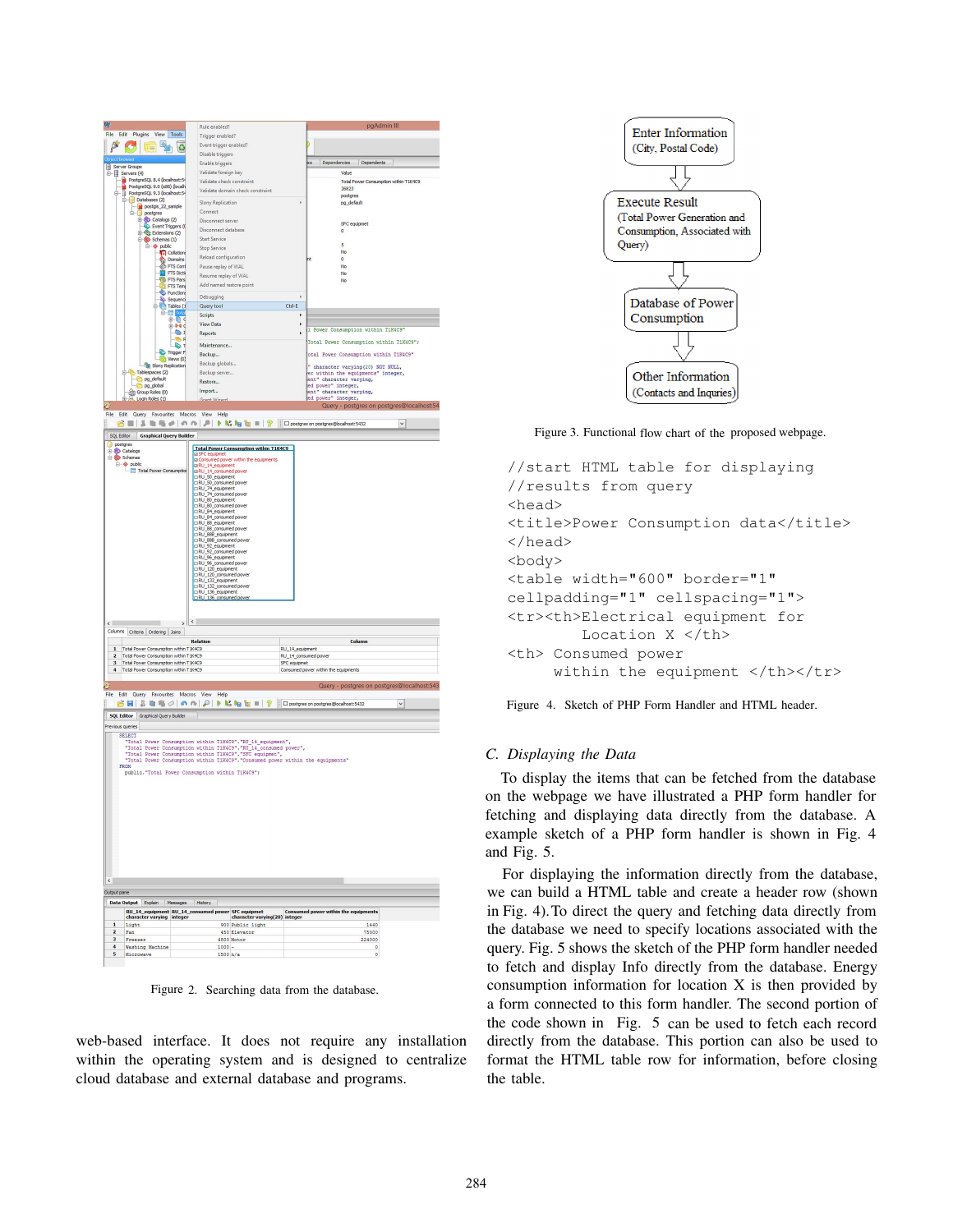Figure 2. Searching data from the database.

web-based interface. It does not require any installation within the operating system and is designed to centralize cloud database and external database and programs.

Enter Information (City, Postal Code)

Execute Result (Total Power Generation and Consumption, Associated with Query)

Database of Power Consumption

Other Information (Contacts and Inquries)

Figure 3. Functional flow chart of the proposed webpage.

```
//start HTML table for displaying
//results from query
<head>
<title>Power Consumption data</title>
</head>
<body>
<table width="600" border="1"
cellpadding="1" cellspacing="1">
<tr><th>Electrical equipment for
        Location X </th>
<th> Consumed power
      within the equipment </th></tr>
```

Figure 4. Sketch of PHP Form Handler and HTML header.

### C. Displaying the Data

To display the items that can be fetched from the database on the webpage we have illustrated a PHP form handler for fetching and displaying data directly from the database. A example sketch of a PHP form handler is shown in Fig. 4 and Fig. 5.

For displaying the information directly from the database, we can build a HTML table and create a header row (shown in Fig. 4). To direct the query and fetching data directly from the database we need to specify locations associated with the query. Fig. 5 shows the sketch of the PHP form handler needed to fetch and display Info directly from the database. Energy consumption information for location X is then provided by a form connected to this form handler. The second portion of the code shown in Fig. 5 can be used to fetch each record directly from the database. This portion can also be used to format the HTML table row for information, before closing the table.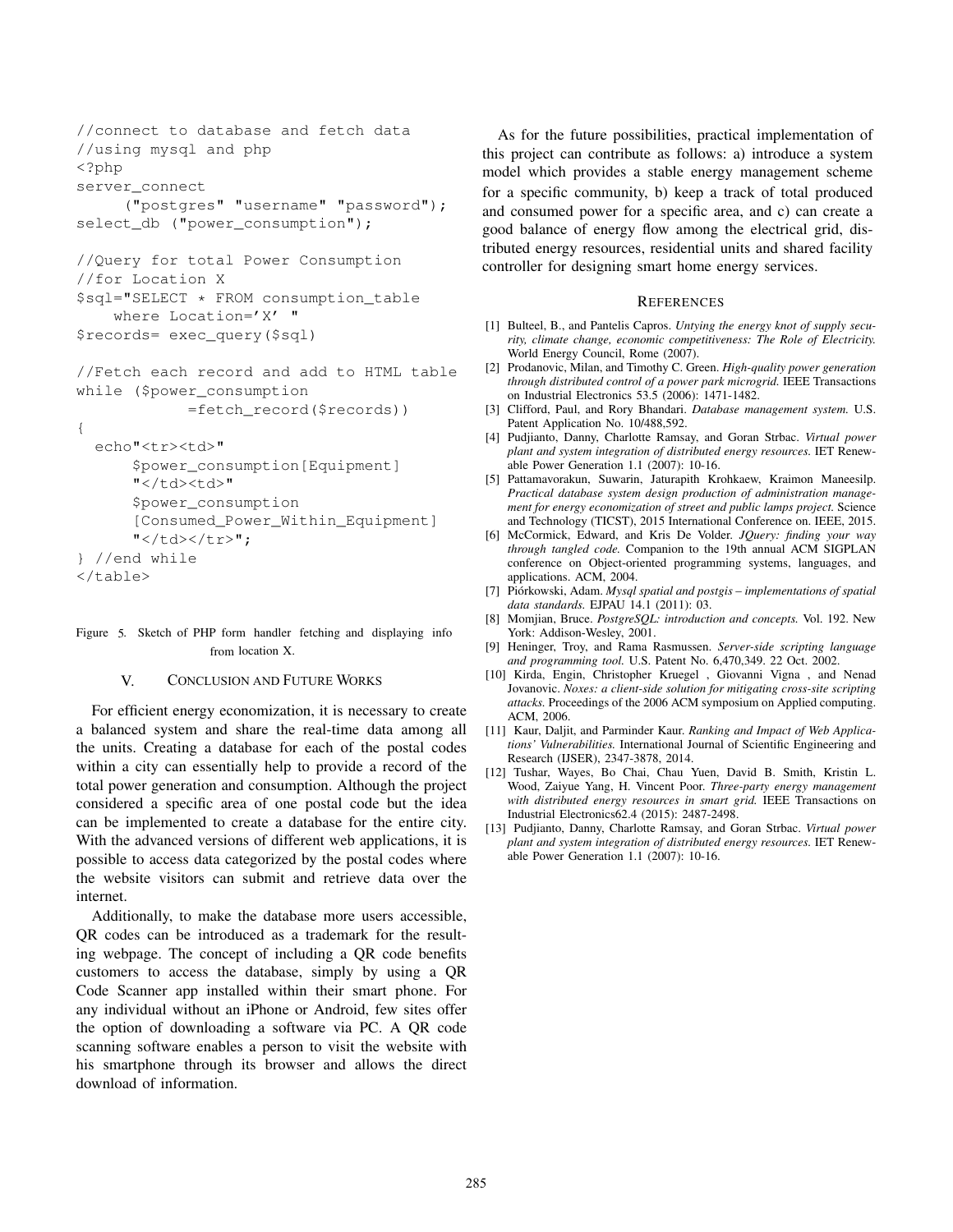```
//connect to database and fetch data
//using mysql and php
<?php
server_connect
     ("postgres" "username" "password");
select_db ("power_consumption");

//Query for total Power Consumption
//for Location X
$sql="SELECT * FROM consumption_table
    where Location='X' "
$records= exec_query($sql)

//Fetch each record and add to HTML table
while ($power_consumption
            =fetch_record($records))
{
  echo"<tr><td>"
      $power_consumption[Equipment]
      "</td><td>"
      $power_consumption
      [Consumed_Power_Within_Equipment]
      "</td></tr>";
} //end while
</table>
```

Figure 5. Sketch of PHP form handler fetching and displaying info from location X.

## V. Conclusion and Future Works

For efficient energy economization, it is necessary to create a balanced system and share the real-time data among all the units. Creating a database for each of the postal codes within a city can essentially help to provide a record of the total power generation and consumption. Although the project considered a specific area of one postal code but the idea can be implemented to create a database for the entire city. With the advanced versions of different web applications, it is possible to access data categorized by the postal codes where the website visitors can submit and retrieve data over the internet.

Additionally, to make the database more users accessible, QR codes can be introduced as a trademark for the resulting webpage. The concept of including a QR code benefits customers to access the database, simply by using a QR Code Scanner app installed within their smart phone. For any individual without an iPhone or Android, few sites offer the option of downloading a software via PC. A QR code scanning software enables a person to visit the website with his smartphone through its browser and allows the direct download of information.

As for the future possibilities, practical implementation of this project can contribute as follows: a) introduce a system model which provides a stable energy management scheme for a specific community, b) keep a track of total produced and consumed power for a specific area, and c) can create a good balance of energy flow among the electrical grid, distributed energy resources, residential units and shared facility controller for designing smart home energy services.

## References

[1] Bulteel, B., and Pantelis Capros. *Untying the energy knot of supply security, climate change, economic competitiveness: The Role of Electricity.* World Energy Council, Rome (2007).

[2] Prodanovic, Milan, and Timothy C. Green. *High-quality power generation through distributed control of a power park microgrid.* IEEE Transactions on Industrial Electronics 53.5 (2006): 1471-1482.

[3] Clifford, Paul, and Rory Bhandari. *Database management system.* U.S. Patent Application No. 10/488,592.

[4] Pudjianto, Danny, Charlotte Ramsay, and Goran Strbac. *Virtual power plant and system integration of distributed energy resources.* IET Renewable Power Generation 1.1 (2007): 10-16.

[5] Pattamavorakun, Suwarin, Jaturapith Krohkaew, Kraimon Maneesilp. *Practical database system design production of administration management for energy economization of street and public lamps project.* Science and Technology (TICST), 2015 International Conference on. IEEE, 2015.

[6] McCormick, Edward, and Kris De Volder. *JQuery: finding your way through tangled code.* Companion to the 19th annual ACM SIGPLAN conference on Object-oriented programming systems, languages, and applications. ACM, 2004.

[7] Piórkowski, Adam. *Mysql spatial and postgis – implementations of spatial data standards.* EJPAU 14.1 (2011): 03.

[8] Momjian, Bruce. *PostgreSQL: introduction and concepts.* Vol. 192. New York: Addison-Wesley, 2001.

[9] Heninger, Troy, and Rama Rasmussen. *Server-side scripting language and programming tool.* U.S. Patent No. 6,470,349. 22 Oct. 2002.

[10] Kirda, Engin, Christopher Kruegel , Giovanni Vigna , and Nenad Jovanovic. *Noxes: a client-side solution for mitigating cross-site scripting attacks.* Proceedings of the 2006 ACM symposium on Applied computing. ACM, 2006.

[11] Kaur, Daljit, and Parminder Kaur. *Ranking and Impact of Web Applications' Vulnerabilities.* International Journal of Scientific Engineering and Research (IJSER), 2347-3878, 2014.

[12] Tushar, Wayes, Bo Chai, Chau Yuen, David B. Smith, Kristin L. Wood, Zaiyue Yang, H. Vincent Poor. *Three-party energy management with distributed energy resources in smart grid.* IEEE Transactions on Industrial Electronics62.4 (2015): 2487-2498.

[13] Pudjianto, Danny, Charlotte Ramsay, and Goran Strbac. *Virtual power plant and system integration of distributed energy resources.* IET Renewable Power Generation 1.1 (2007): 10-16.